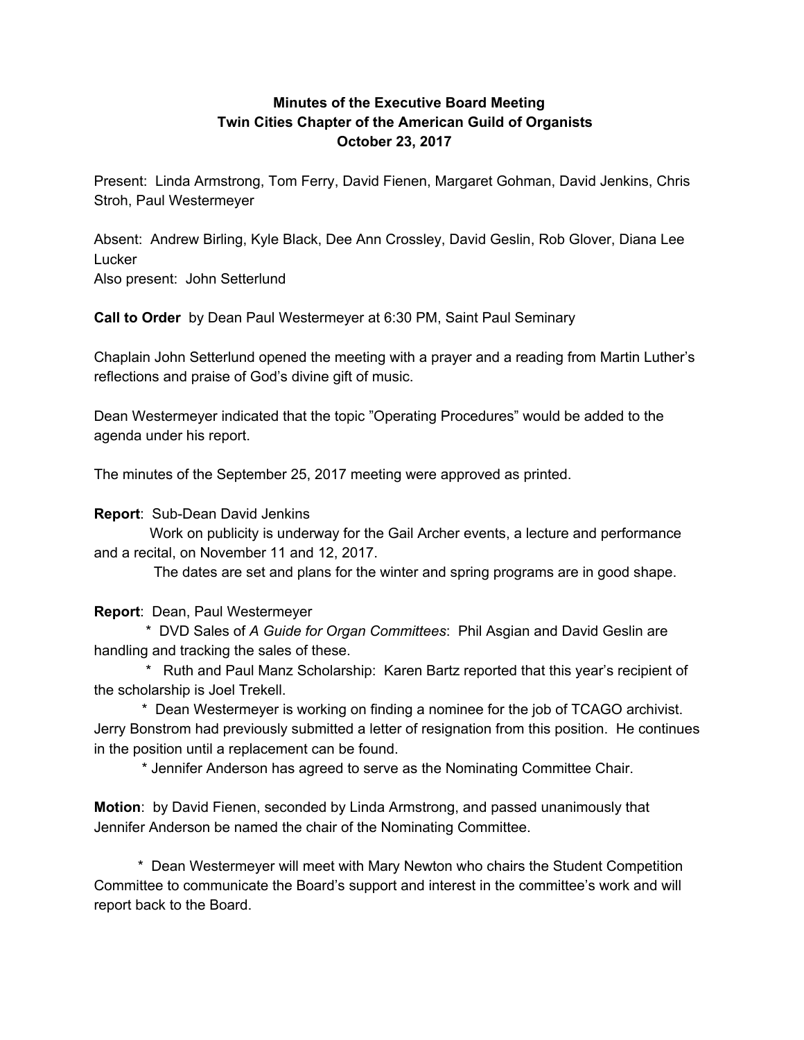**Minutes of the Executive Board Meeting**
**Twin Cities Chapter of the American Guild of Organists**
**October 23, 2017**

Present: Linda Armstrong, Tom Ferry, David Fienen, Margaret Gohman, David Jenkins, Chris Stroh, Paul Westermeyer

Absent: Andrew Birling, Kyle Black, Dee Ann Crossley, David Geslin, Rob Glover, Diana Lee Lucker
Also present: John Setterlund

**Call to Order** by Dean Paul Westermeyer at 6:30 PM, Saint Paul Seminary

Chaplain John Setterlund opened the meeting with a prayer and a reading from Martin Luther's reflections and praise of God's divine gift of music.

Dean Westermeyer indicated that the topic "Operating Procedures" would be added to the agenda under his report.

The minutes of the September 25, 2017 meeting were approved as printed.

**Report**: Sub-Dean David Jenkins

Work on publicity is underway for the Gail Archer events, a lecture and performance and a recital, on November 11 and 12, 2017.

The dates are set and plans for the winter and spring programs are in good shape.

**Report**: Dean, Paul Westermeyer

* DVD Sales of *A Guide for Organ Committees*: Phil Asgian and David Geslin are handling and tracking the sales of these.
* Ruth and Paul Manz Scholarship: Karen Bartz reported that this year's recipient of the scholarship is Joel Trekell.
* Dean Westermeyer is working on finding a nominee for the job of TCAGO archivist. Jerry Bonstrom had previously submitted a letter of resignation from this position. He continues in the position until a replacement can be found.
* Jennifer Anderson has agreed to serve as the Nominating Committee Chair.

**Motion**: by David Fienen, seconded by Linda Armstrong, and passed unanimously that Jennifer Anderson be named the chair of the Nominating Committee.

* Dean Westermeyer will meet with Mary Newton who chairs the Student Competition Committee to communicate the Board's support and interest in the committee's work and will report back to the Board.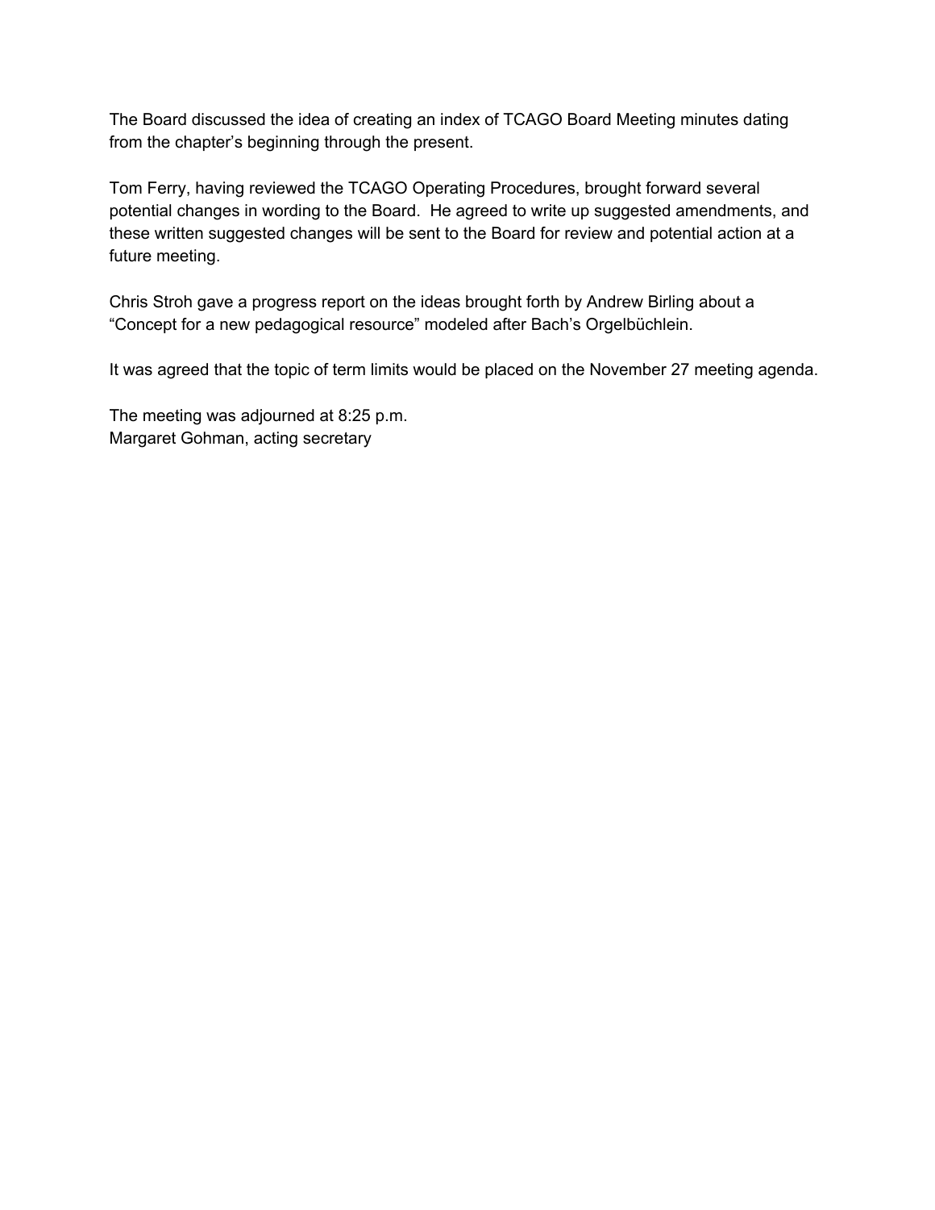The Board discussed the idea of creating an index of TCAGO Board Meeting minutes dating from the chapter's beginning through the present.

Tom Ferry, having reviewed the TCAGO Operating Procedures, brought forward several potential changes in wording to the Board. He agreed to write up suggested amendments, and these written suggested changes will be sent to the Board for review and potential action at a future meeting.

Chris Stroh gave a progress report on the ideas brought forth by Andrew Birling about a "Concept for a new pedagogical resource" modeled after Bach's Orgelbüchlein.

It was agreed that the topic of term limits would be placed on the November 27 meeting agenda.

The meeting was adjourned at 8:25 p.m.
Margaret Gohman, acting secretary